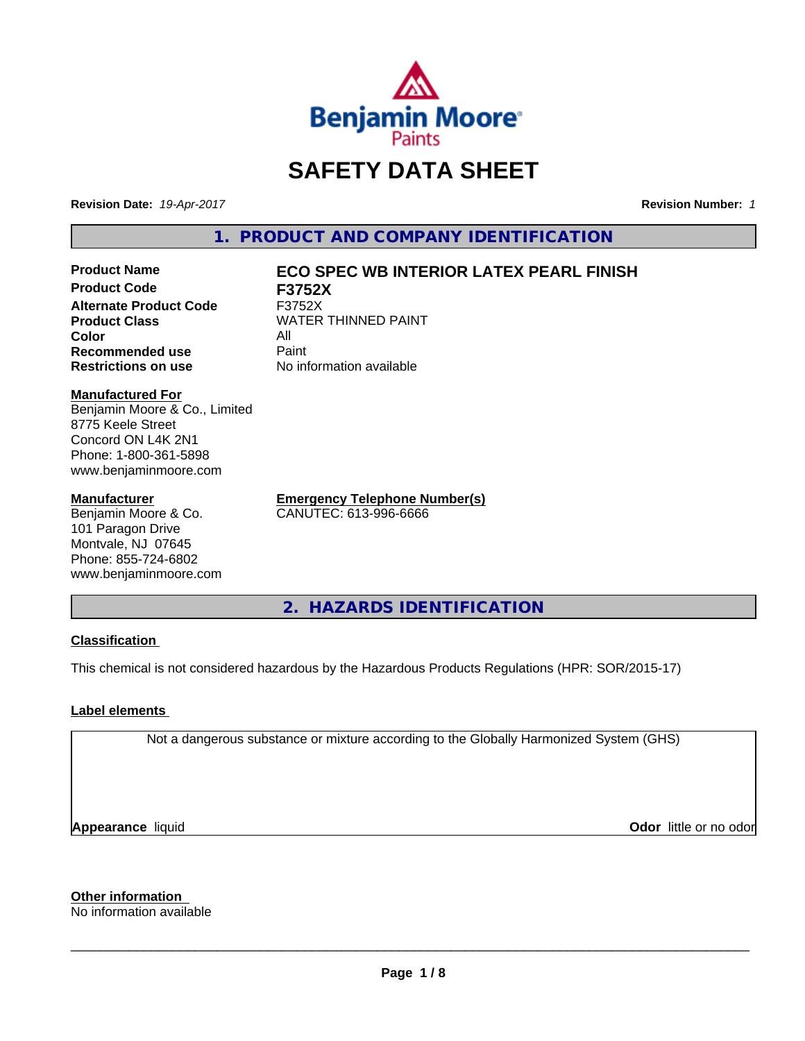# SAFETY DATA SHEET

**Revision Date:** *19-Apr-2017* **Revision Number:** *1*

## 1. PRODUCT AND COMPANY IDENTIFICATION

| | |
|---|---|
| **Product Name** | **ECO SPEC WB INTERIOR LATEX PEARL FINISH** |
| **Product Code** | **F3752X** |
| **Alternate Product Code** | F3752X |
| **Product Class** | WATER THINNED PAINT |
| **Color** | All |
| **Recommended use** | Paint |
| **Restrictions on use** | No information available |

**Manufactured For**
Benjamin Moore & Co., Limited
8775 Keele Street
Concord ON L4K 2N1
Phone: 1-800-361-5898
www.benjaminmoore.com

**Manufacturer**
Benjamin Moore & Co.
101 Paragon Drive
Montvale, NJ 07645
Phone: 855-724-6802
www.benjaminmoore.com

**Emergency Telephone Number(s)**
CANUTEC: 613-996-6666

## 2. HAZARDS IDENTIFICATION

### Classification

This chemical is not considered hazardous by the Hazardous Products Regulations (HPR: SOR/2015-17)

### Label elements

Not a dangerous substance or mixture according to the Globally Harmonized System (GHS)

**Appearance** liquid **Odor** little or no odor

### Other information

No information available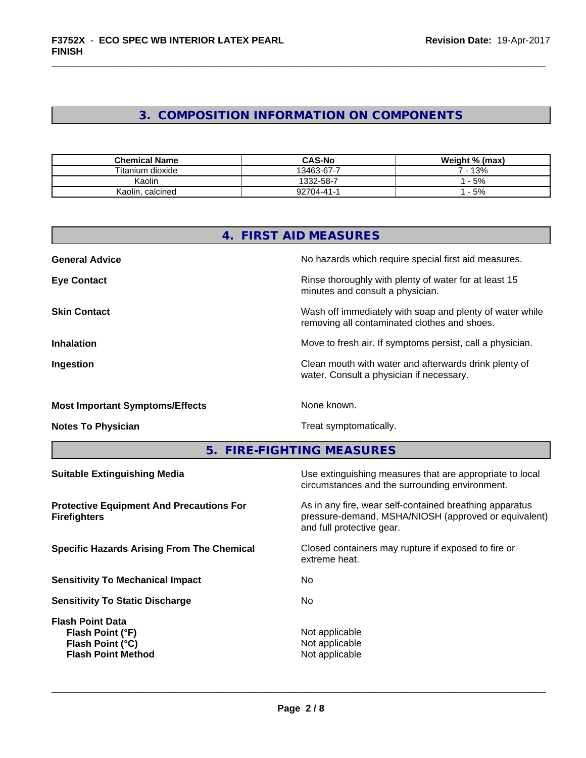## 3. COMPOSITION INFORMATION ON COMPONENTS

| Chemical Name | CAS-No | Weight % (max) |
|---|---|---|
| Titanium dioxide | 13463-67-7 | 7 - 13% |
| Kaolin | 1332-58-7 | 1 - 5% |
| Kaolin, calcined | 92704-41-1 | 1 - 5% |

## 4. FIRST AID MEASURES

**General Advice** — No hazards which require special first aid measures.

**Eye Contact** — Rinse thoroughly with plenty of water for at least 15 minutes and consult a physician.

**Skin Contact** — Wash off immediately with soap and plenty of water while removing all contaminated clothes and shoes.

**Inhalation** — Move to fresh air. If symptoms persist, call a physician.

**Ingestion** — Clean mouth with water and afterwards drink plenty of water. Consult a physician if necessary.

**Most Important Symptoms/Effects** — None known.

**Notes To Physician** — Treat symptomatically.

## 5. FIRE-FIGHTING MEASURES

**Suitable Extinguishing Media** — Use extinguishing measures that are appropriate to local circumstances and the surrounding environment.

**Protective Equipment And Precautions For Firefighters** — As in any fire, wear self-contained breathing apparatus pressure-demand, MSHA/NIOSH (approved or equivalent) and full protective gear.

**Specific Hazards Arising From The Chemical** — Closed containers may rupture if exposed to fire or extreme heat.

**Sensitivity To Mechanical Impact** — No

**Sensitivity To Static Discharge** — No

**Flash Point Data**
- **Flash Point (°F)** — Not applicable
- **Flash Point (°C)** — Not applicable
- **Flash Point Method** — Not applicable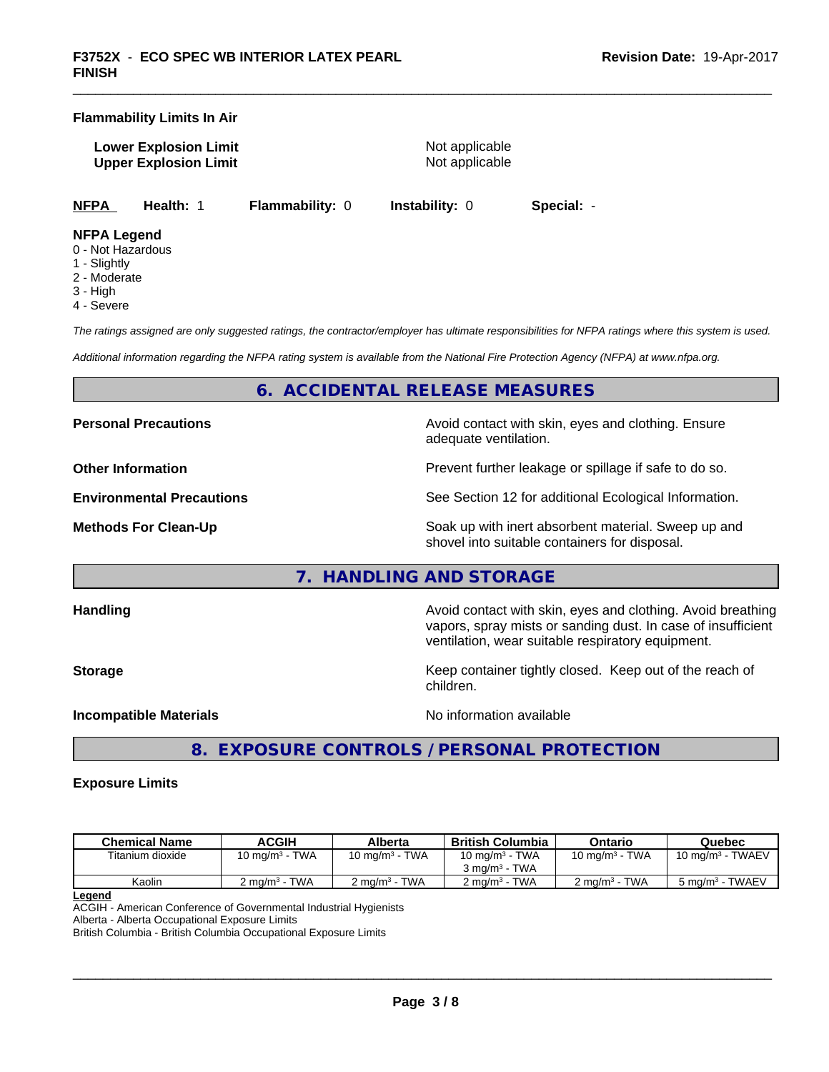**Flammability Limits In Air**

**Lower Explosion Limit** Not applicable
**Upper Explosion Limit** Not applicable

| **NFPA** | **Health:** 1 | **Flammability:** 0 | **Instability:** 0 | **Special:** - |
|---|---|---|---|---|

**NFPA Legend**
0 - Not Hazardous
1 - Slightly
2 - Moderate
3 - High
4 - Severe

*The ratings assigned are only suggested ratings, the contractor/employer has ultimate responsibilities for NFPA ratings where this system is used.*

*Additional information regarding the NFPA rating system is available from the National Fire Protection Agency (NFPA) at www.nfpa.org.*

## 6. ACCIDENTAL RELEASE MEASURES

**Personal Precautions** Avoid contact with skin, eyes and clothing. Ensure adequate ventilation.

**Other Information** Prevent further leakage or spillage if safe to do so.

**Environmental Precautions** See Section 12 for additional Ecological Information.

**Methods For Clean-Up** Soak up with inert absorbent material. Sweep up and shovel into suitable containers for disposal.

## 7. HANDLING AND STORAGE

**Handling** Avoid contact with skin, eyes and clothing. Avoid breathing vapors, spray mists or sanding dust. In case of insufficient ventilation, wear suitable respiratory equipment.

**Storage** Keep container tightly closed. Keep out of the reach of children.

**Incompatible Materials** No information available

## 8. EXPOSURE CONTROLS / PERSONAL PROTECTION

**Exposure Limits**

| Chemical Name | ACGIH | Alberta | British Columbia | Ontario | Quebec |
|---|---|---|---|---|---|
| Titanium dioxide | 10 mg/m³ - TWA | 10 mg/m³ - TWA | 10 mg/m³ - TWA<br>3 mg/m³ - TWA | 10 mg/m³ - TWA | 10 mg/m³ - TWAEV |
| Kaolin | 2 mg/m³ - TWA | 2 mg/m³ - TWA | 2 mg/m³ - TWA | 2 mg/m³ - TWA | 5 mg/m³ - TWAEV |

**Legend**
ACGIH - American Conference of Governmental Industrial Hygienists
Alberta - Alberta Occupational Exposure Limits
British Columbia - British Columbia Occupational Exposure Limits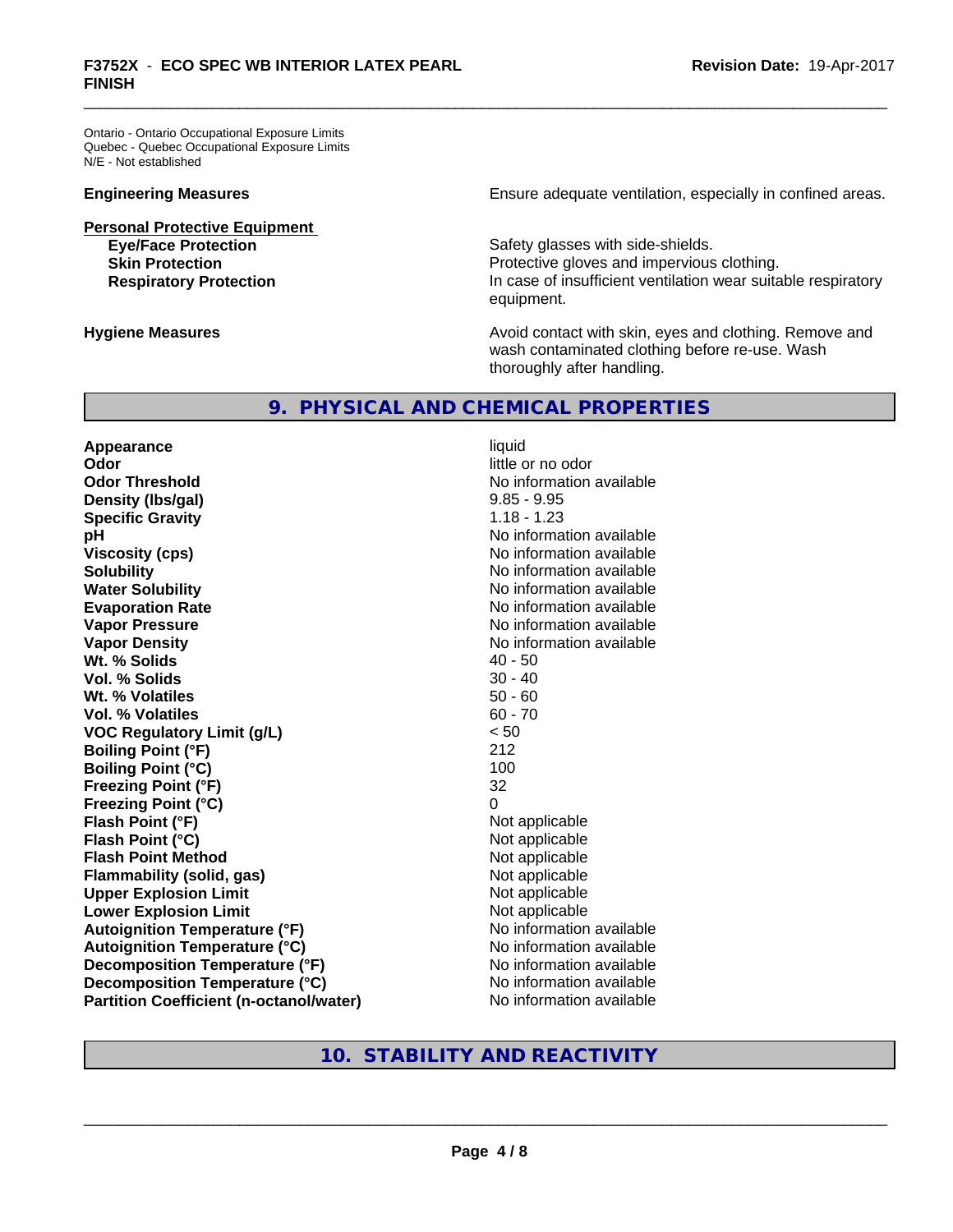Ontario - Ontario Occupational Exposure Limits
Quebec - Quebec Occupational Exposure Limits
N/E - Not established

**Engineering Measures** Ensure adequate ventilation, especially in confined areas.

**Personal Protective Equipment**

| | |
|---|---|
| **Eye/Face Protection** | Safety glasses with side-shields. |
| **Skin Protection** | Protective gloves and impervious clothing. |
| **Respiratory Protection** | In case of insufficient ventilation wear suitable respiratory equipment. |

**Hygiene Measures** Avoid contact with skin, eyes and clothing. Remove and wash contaminated clothing before re-use. Wash thoroughly after handling.

## 9. PHYSICAL AND CHEMICAL PROPERTIES

| | |
|---|---|
| **Appearance** | liquid |
| **Odor** | little or no odor |
| **Odor Threshold** | No information available |
| **Density (lbs/gal)** | 9.85 - 9.95 |
| **Specific Gravity** | 1.18 - 1.23 |
| **pH** | No information available |
| **Viscosity (cps)** | No information available |
| **Solubility** | No information available |
| **Water Solubility** | No information available |
| **Evaporation Rate** | No information available |
| **Vapor Pressure** | No information available |
| **Vapor Density** | No information available |
| **Wt. % Solids** | 40 - 50 |
| **Vol. % Solids** | 30 - 40 |
| **Wt. % Volatiles** | 50 - 60 |
| **Vol. % Volatiles** | 60 - 70 |
| **VOC Regulatory Limit (g/L)** | < 50 |
| **Boiling Point (°F)** | 212 |
| **Boiling Point (°C)** | 100 |
| **Freezing Point (°F)** | 32 |
| **Freezing Point (°C)** | 0 |
| **Flash Point (°F)** | Not applicable |
| **Flash Point (°C)** | Not applicable |
| **Flash Point Method** | Not applicable |
| **Flammability (solid, gas)** | Not applicable |
| **Upper Explosion Limit** | Not applicable |
| **Lower Explosion Limit** | Not applicable |
| **Autoignition Temperature (°F)** | No information available |
| **Autoignition Temperature (°C)** | No information available |
| **Decomposition Temperature (°F)** | No information available |
| **Decomposition Temperature (°C)** | No information available |
| **Partition Coefficient (n-octanol/water)** | No information available |

## 10. STABILITY AND REACTIVITY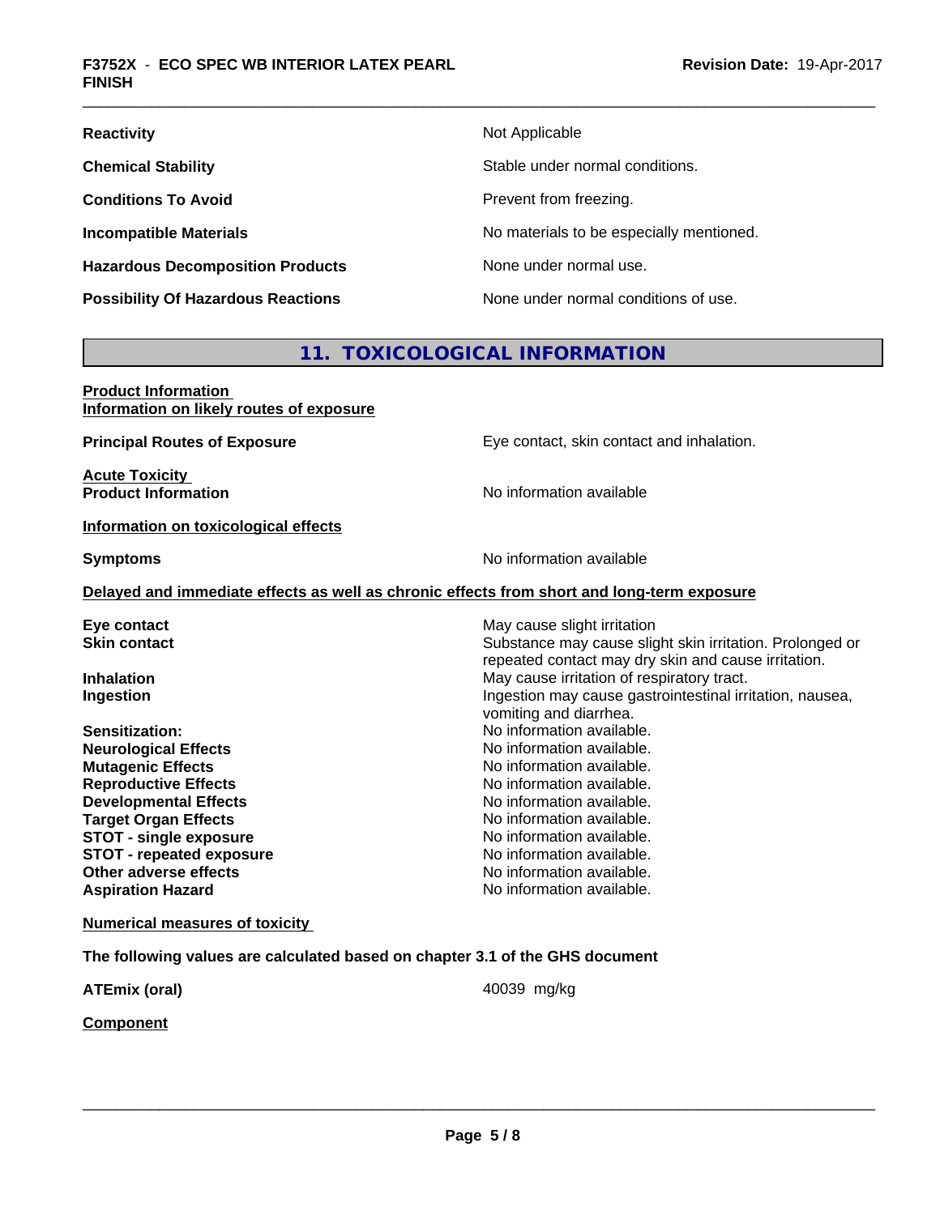| | |
|---|---|
| **Reactivity** | Not Applicable |
| **Chemical Stability** | Stable under normal conditions. |
| **Conditions To Avoid** | Prevent from freezing. |
| **Incompatible Materials** | No materials to be especially mentioned. |
| **Hazardous Decomposition Products** | None under normal use. |
| **Possibility Of Hazardous Reactions** | None under normal conditions of use. |

## 11. TOXICOLOGICAL INFORMATION

**Product Information**
**Information on likely routes of exposure**

**Principal Routes of Exposure**: Eye contact, skin contact and inhalation.

**Acute Toxicity**
**Product Information**: No information available

**Information on toxicological effects**

**Symptoms**: No information available

**Delayed and immediate effects as well as chronic effects from short and long-term exposure**

| | |
|---|---|
| **Eye contact** | May cause slight irritation |
| **Skin contact** | Substance may cause slight skin irritation. Prolonged or repeated contact may dry skin and cause irritation. |
| **Inhalation** | May cause irritation of respiratory tract. |
| **Ingestion** | Ingestion may cause gastrointestinal irritation, nausea, vomiting and diarrhea. |
| **Sensitization:** | No information available. |
| **Neurological Effects** | No information available. |
| **Mutagenic Effects** | No information available. |
| **Reproductive Effects** | No information available. |
| **Developmental Effects** | No information available. |
| **Target Organ Effects** | No information available. |
| **STOT - single exposure** | No information available. |
| **STOT - repeated exposure** | No information available. |
| **Other adverse effects** | No information available. |
| **Aspiration Hazard** | No information available. |

**Numerical measures of toxicity**

**The following values are calculated based on chapter 3.1 of the GHS document**

**ATEmix (oral)**: 40039 mg/kg

**Component**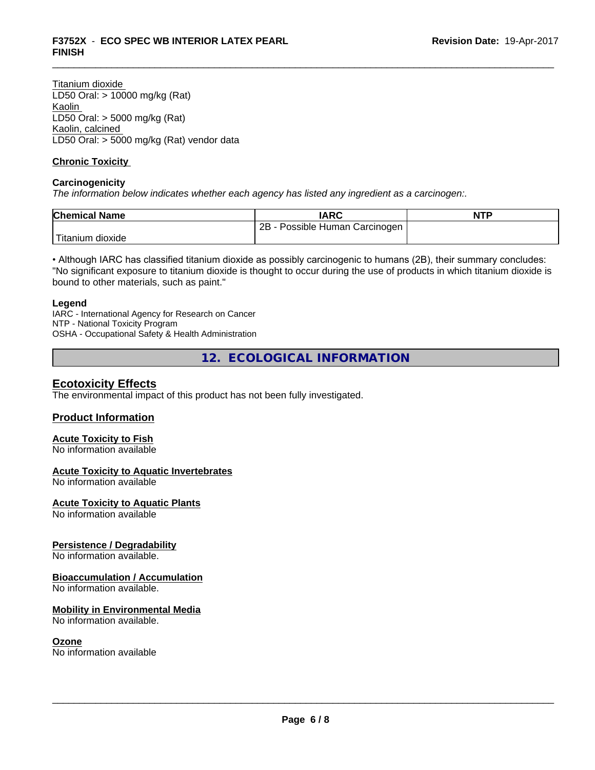Titanium dioxide
LD50 Oral: > 10000 mg/kg (Rat)
Kaolin
LD50 Oral: > 5000 mg/kg (Rat)
Kaolin, calcined
LD50 Oral: > 5000 mg/kg (Rat) vendor data

**Chronic Toxicity**

**Carcinogenicity**

*The information below indicates whether each agency has listed any ingredient as a carcinogen:.*

| Chemical Name | IARC | NTP |
|---|---|---|
| Titanium dioxide | 2B - Possible Human Carcinogen | |

• Although IARC has classified titanium dioxide as possibly carcinogenic to humans (2B), their summary concludes: "No significant exposure to titanium dioxide is thought to occur during the use of products in which titanium dioxide is bound to other materials, such as paint."

**Legend**

IARC - International Agency for Research on Cancer
NTP - National Toxicity Program
OSHA - Occupational Safety & Health Administration

## 12. ECOLOGICAL INFORMATION

### Ecotoxicity Effects

The environmental impact of this product has not been fully investigated.

### Product Information

**Acute Toxicity to Fish**
No information available

**Acute Toxicity to Aquatic Invertebrates**
No information available

**Acute Toxicity to Aquatic Plants**
No information available

**Persistence / Degradability**
No information available.

**Bioaccumulation / Accumulation**
No information available.

**Mobility in Environmental Media**
No information available.

**Ozone**
No information available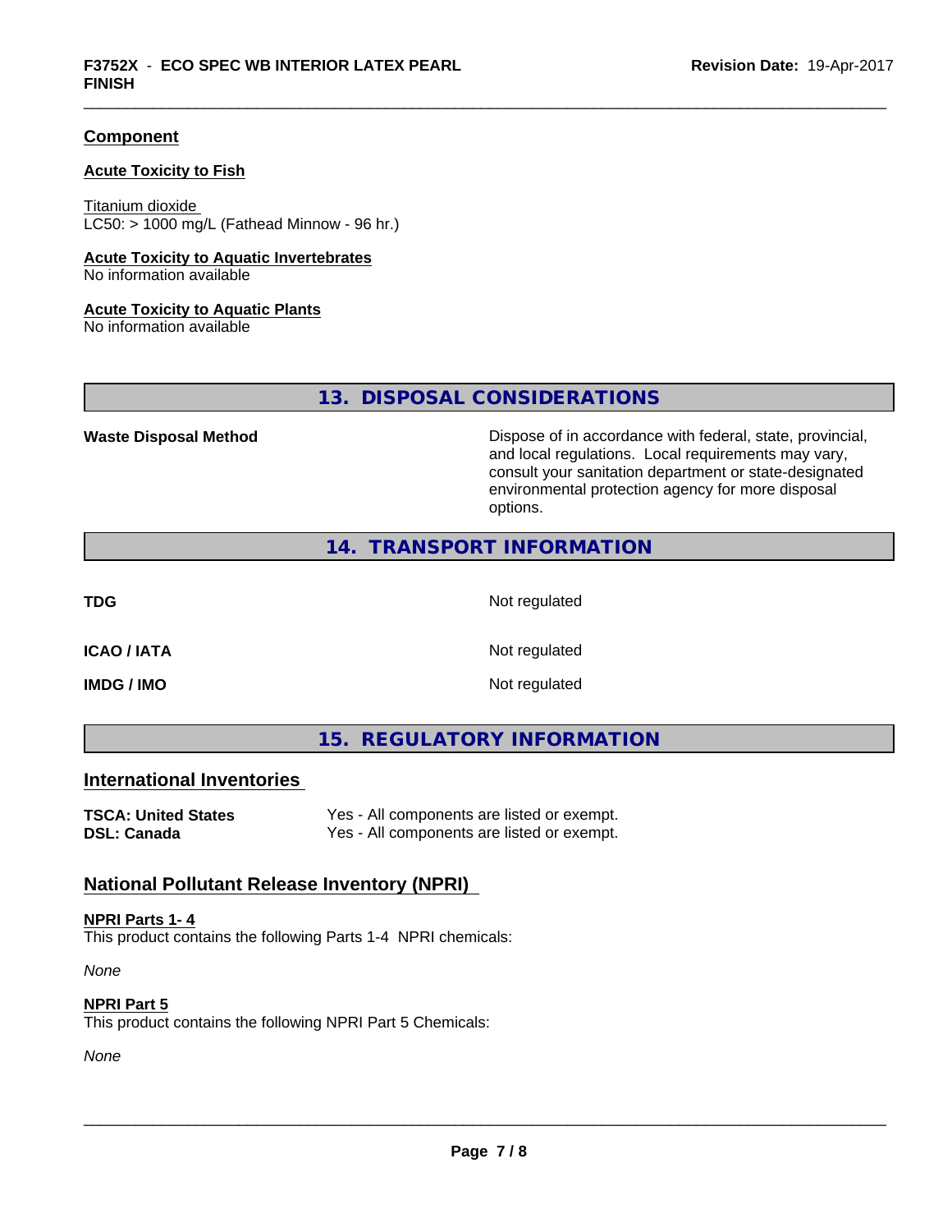**Component**

**Acute Toxicity to Fish**

Titanium dioxide
LC50: > 1000 mg/L (Fathead Minnow - 96 hr.)

**Acute Toxicity to Aquatic Invertebrates**
No information available

**Acute Toxicity to Aquatic Plants**
No information available

## 13. DISPOSAL CONSIDERATIONS

| | |
|---|---|
| **Waste Disposal Method** | Dispose of in accordance with federal, state, provincial, and local regulations. Local requirements may vary, consult your sanitation department or state-designated environmental protection agency for more disposal options. |

## 14. TRANSPORT INFORMATION

| | |
|---|---|
| **TDG** | Not regulated |
| **ICAO / IATA** | Not regulated |
| **IMDG / IMO** | Not regulated |

## 15. REGULATORY INFORMATION

### International Inventories

| | |
|---|---|
| **TSCA: United States** | Yes - All components are listed or exempt. |
| **DSL: Canada** | Yes - All components are listed or exempt. |

### National Pollutant Release Inventory (NPRI)

**NPRI Parts 1- 4**
This product contains the following Parts 1-4 NPRI chemicals:

*None*

**NPRI Part 5**
This product contains the following NPRI Part 5 Chemicals:

*None*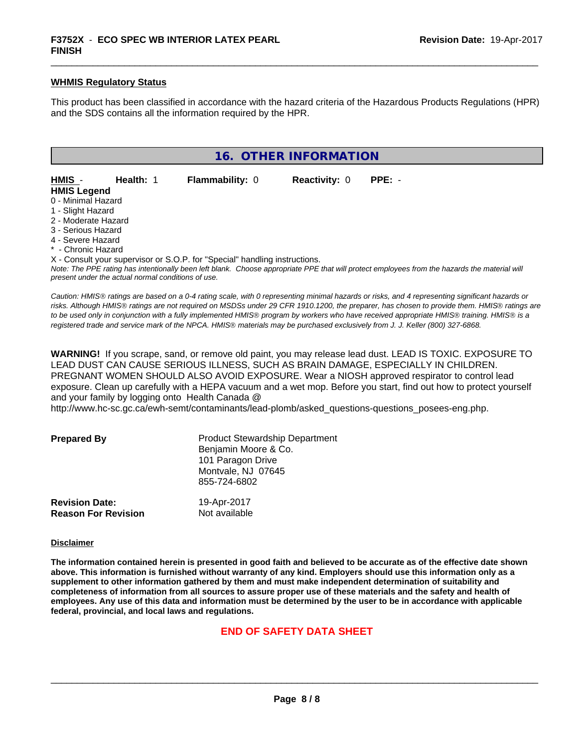**WHMIS Regulatory Status**

This product has been classified in accordance with the hazard criteria of the Hazardous Products Regulations (HPR) and the SDS contains all the information required by the HPR.

## 16. OTHER INFORMATION

| **HMIS** - | **Health:** 1 | **Flammability:** 0 | **Reactivity:** 0 | **PPE:** - |
|---|---|---|---|---|

**HMIS Legend**

0 - Minimal Hazard
1 - Slight Hazard
2 - Moderate Hazard
3 - Serious Hazard
4 - Severe Hazard
* - Chronic Hazard
X - Consult your supervisor or S.O.P. for "Special" handling instructions.

*Note: The PPE rating has intentionally been left blank. Choose appropriate PPE that will protect employees from the hazards the material will present under the actual normal conditions of use.*

*Caution: HMIS® ratings are based on a 0-4 rating scale, with 0 representing minimal hazards or risks, and 4 representing significant hazards or risks. Although HMIS® ratings are not required on MSDSs under 29 CFR 1910.1200, the preparer, has chosen to provide them. HMIS® ratings are to be used only in conjunction with a fully implemented HMIS® program by workers who have received appropriate HMIS® training. HMIS® is a registered trade and service mark of the NPCA. HMIS® materials may be purchased exclusively from J. J. Keller (800) 327-6868.*

**WARNING!** If you scrape, sand, or remove old paint, you may release lead dust. LEAD IS TOXIC. EXPOSURE TO LEAD DUST CAN CAUSE SERIOUS ILLNESS, SUCH AS BRAIN DAMAGE, ESPECIALLY IN CHILDREN. PREGNANT WOMEN SHOULD ALSO AVOID EXPOSURE. Wear a NIOSH approved respirator to control lead exposure. Clean up carefully with a HEPA vacuum and a wet mop. Before you start, find out how to protect yourself and your family by logging onto Health Canada @ http://www.hc-sc.gc.ca/ewh-semt/contaminants/lead-plomb/asked_questions-questions_posees-eng.php.

| | |
|---|---|
| **Prepared By** | Product Stewardship Department<br>Benjamin Moore & Co.<br>101 Paragon Drive<br>Montvale, NJ 07645<br>855-724-6802 |
| **Revision Date:** | 19-Apr-2017 |
| **Reason For Revision** | Not available |

**Disclaimer**

**The information contained herein is presented in good faith and believed to be accurate as of the effective date shown above. This information is furnished without warranty of any kind. Employers should use this information only as a supplement to other information gathered by them and must make independent determination of suitability and completeness of information from all sources to assure proper use of these materials and the safety and health of employees. Any use of this data and information must be determined by the user to be in accordance with applicable federal, provincial, and local laws and regulations.**

**END OF SAFETY DATA SHEET**